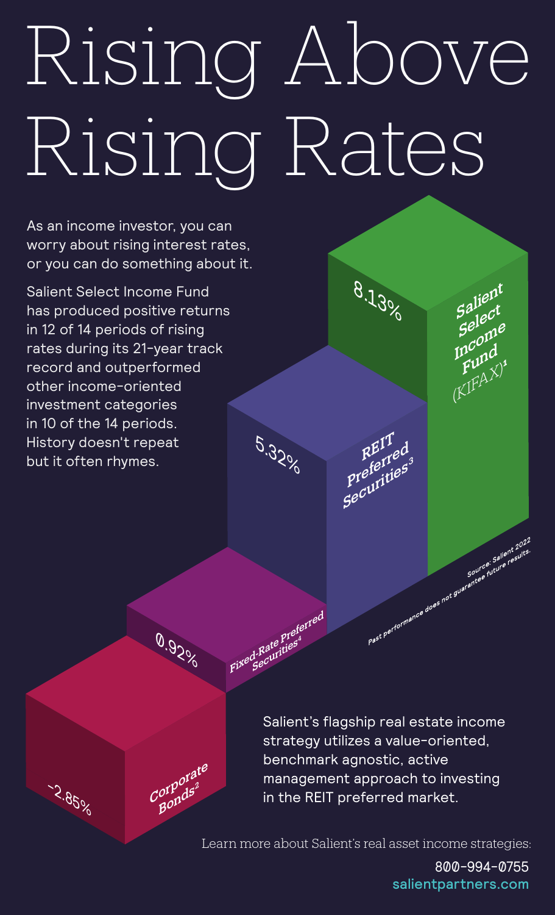# Rising Above Rising Rates

As an income investor, you can worry about rising interest rates, or you can do something about it.

Salient Select Income Fund has produced positive returns in 12 of 14 periods of rising rates during its 21-year track record and outperformed other income-oriented investment categories in 10 of the 14 periods. History doesn't repeat but it often rhymes.

| Category | Return |
| --- | --- |
| Salient Select Income Fund (KIFAX)[1] | 8.13% |
| REIT Preferred Securities[3] | 5.32% |
| Fixed-Rate Preferred Securities[4] | 0.92% |
| Corporate Bonds[2] | -2.85% |

Source: Salient 2022

Past performance does not guarantee future results.

Salient's flagship real estate income strategy utilizes a value-oriented, benchmark agnostic, active management approach to investing in the REIT preferred market.

Learn more about Salient's real asset income strategies:

800-994-0755

salientpartners.com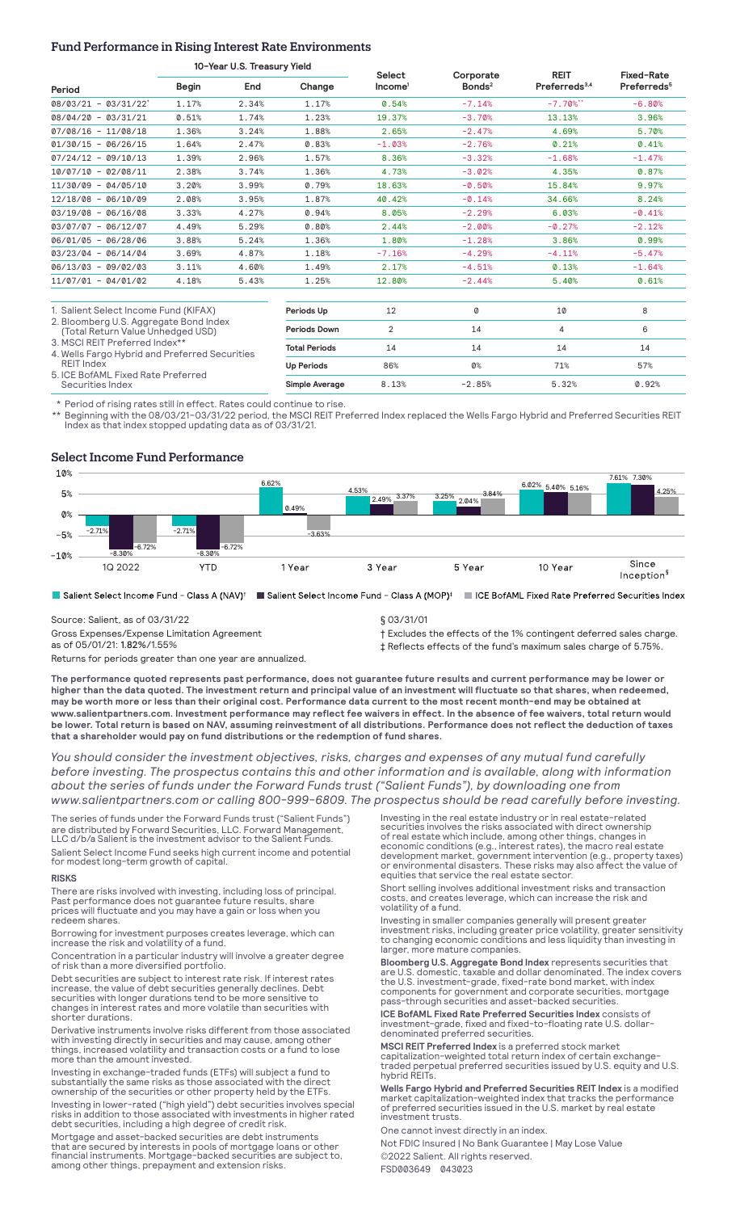## Fund Performance in Rising Interest Rate Environments

| Period | 10-Year U.S. Treasury Yield | | | Select Income[1] | Corporate Bonds[2] | REIT Preferreds[3,4] | Fixed-Rate Preferreds[5] |
|---|---|---|---|---|---|---|---|
| | Begin | End | Change | | | | |
| 08/03/21 - 03/31/22* | 1.17% | 2.34% | 1.17% | 0.54% | -7.14% | -7.70%** | -6.80% |
| 08/04/20 - 03/31/21 | 0.51% | 1.74% | 1.23% | 19.37% | -3.70% | 13.13% | 3.96% |
| 07/08/16 - 11/08/18 | 1.36% | 3.24% | 1.88% | 2.65% | -2.47% | 4.69% | 5.70% |
| 01/30/15 - 06/26/15 | 1.64% | 2.47% | 0.83% | -1.03% | -2.76% | 0.21% | 0.41% |
| 07/24/12 - 09/10/13 | 1.39% | 2.96% | 1.57% | 8.36% | -3.32% | -1.68% | -1.47% |
| 10/07/10 - 02/08/11 | 2.38% | 3.74% | 1.36% | 4.73% | -3.02% | 4.35% | 0.87% |
| 11/30/09 - 04/05/10 | 3.20% | 3.99% | 0.79% | 18.63% | -0.50% | 15.84% | 9.97% |
| 12/18/08 - 06/10/09 | 2.08% | 3.95% | 1.87% | 40.42% | -0.14% | 34.66% | 8.24% |
| 03/19/08 - 06/16/08 | 3.33% | 4.27% | 0.94% | 8.05% | -2.29% | 6.03% | -0.41% |
| 03/07/07 - 06/12/07 | 4.49% | 5.29% | 0.80% | 2.44% | -2.00% | -0.27% | -2.12% |
| 06/01/05 - 06/28/06 | 3.88% | 5.24% | 1.36% | 1.80% | -1.28% | 3.86% | 0.99% |
| 03/23/04 - 06/14/04 | 3.69% | 4.87% | 1.18% | -7.16% | -4.29% | -4.11% | -5.47% |
| 06/13/03 - 09/02/03 | 3.11% | 4.60% | 1.49% | 2.17% | -4.51% | 0.13% | -1.64% |
| 11/07/01 - 04/01/02 | 4.18% | 5.43% | 1.25% | 12.80% | -2.44% | 5.40% | 0.61% |
| | | | Periods Up | 12 | 0 | 10 | 8 |
| | | | Periods Down | 2 | 14 | 4 | 6 |
| | | | Total Periods | 14 | 14 | 14 | 14 |
| | | | Up Periods | 86% | 0% | 71% | 57% |
| | | | Simple Average | 8.13% | -2.85% | 5.32% | 0.92% |

1. Salient Select Income Fund (KIFAX)
2. Bloomberg U.S. Aggregate Bond Index (Total Return Value Unhedged USD)
3. MSCI REIT Preferred Index**
4. Wells Fargo Hybrid and Preferred Securities REIT Index
5. ICE BofAML Fixed Rate Preferred Securities Index

\* Period of rising rates still in effect. Rates could continue to rise.

\*\* Beginning with the 08/03/21–03/31/22 period, the MSCI REIT Preferred Index replaced the Wells Fargo Hybrid and Preferred Securities REIT Index as that index stopped updating data as of 03/31/21.

## Select Income Fund Performance

10%
5%
0%
-5%
-10%

1Q 2022: -2.71% -8.30% -6.72%
YTD: -2.71% -8.30% -6.72%
1 Year: 6.62% 0.49% -3.63%
3 Year: 4.53% 2.49% 3.37%
5 Year: 3.25% 2.04% 3.84%
10 Year: 6.02% 5.40% 5.16%
Since Inception§: 7.61% 7.30% 4.25%

Salient Select Income Fund - Class A (NAV)† | Salient Select Income Fund - Class A (MOP)‡ | ICE BofAML Fixed Rate Preferred Securities Index

Source: Salient, as of 03/31/22

Gross Expenses/Expense Limitation Agreement as of 05/01/21: 1.82%/1.55%

Returns for periods greater than one year are annualized.

§ 03/31/01

† Excludes the effects of the 1% contingent deferred sales charge.

‡ Reflects effects of the fund's maximum sales charge of 5.75%.

**The performance quoted represents past performance, does not guarantee future results and current performance may be lower or higher than the data quoted. The investment return and principal value of an investment will fluctuate so that shares, when redeemed, may be worth more or less than their original cost. Performance data current to the most recent month-end may be obtained at www.salientpartners.com. Investment performance may reflect fee waivers in effect. In the absence of fee waivers, total return would be lower. Total return is based on NAV, assuming reinvestment of all distributions. Performance does not reflect the deduction of taxes that a shareholder would pay on fund distributions or the redemption of fund shares.**

*You should consider the investment objectives, risks, charges and expenses of any mutual fund carefully before investing. The prospectus contains this and other information and is available, along with information about the series of funds under the Forward Funds trust ("Salient Funds"), by downloading one from www.salientpartners.com or calling 800-999-6809. The prospectus should be read carefully before investing.*

The series of funds under the Forward Funds trust ("Salient Funds") are distributed by Forward Securities, LLC. Forward Management, LLC d/b/a Salient is the investment advisor to the Salient Funds.

Salient Select Income Fund seeks high current income and potential for modest long-term growth of capital.

**RISKS**

There are risks involved with investing, including loss of principal. Past performance does not guarantee future results, share prices will fluctuate and you may have a gain or loss when you redeem shares.

Borrowing for investment purposes creates leverage, which can increase the risk and volatility of a fund.

Concentration in a particular industry will involve a greater degree of risk than a more diversified portfolio.

Debt securities are subject to interest rate risk. If interest rates increase, the value of debt securities generally declines. Debt securities with longer durations tend to be more sensitive to changes in interest rates and more volatile than securities with shorter durations.

Derivative instruments involve risks different from those associated with investing directly in securities and may cause, among other things, increased volatility and transaction costs or a fund to lose more than the amount invested.

Investing in exchange-traded funds (ETFs) will subject a fund to substantially the same risks as those associated with the direct ownership of the securities or other property held by the ETFs.

Investing in lower-rated ("high yield") debt securities involves special risks in addition to those associated with investments in higher rated debt securities, including a high degree of credit risk.

Mortgage and asset-backed securities are debt instruments that are secured by interests in pools of mortgage loans or other financial instruments. Mortgage-backed securities are subject to, among other things, prepayment and extension risks.

Investing in the real estate industry or in real estate-related securities involves the risks associated with direct ownership of real estate which include, among other things, changes in economic conditions (e.g., interest rates), the macro real estate development market, government intervention (e.g., property taxes) or environmental disasters. These risks may also affect the value of equities that service the real estate sector.

Short selling involves additional investment risks and transaction costs, and creates leverage, which can increase the risk and volatility of a fund.

Investing in smaller companies generally will present greater investment risks, including greater price volatility, greater sensitivity to changing economic conditions and less liquidity than investing in larger, more mature companies.

**Bloomberg U.S. Aggregate Bond Index** represents securities that are U.S. domestic, taxable and dollar denominated. The index covers the U.S. investment-grade, fixed-rate bond market, with index components for government and corporate securities, mortgage pass-through securities and asset-backed securities.

**ICE BofAML Fixed Rate Preferred Securities Index** consists of investment-grade, fixed and fixed-to-floating rate U.S. dollar-denominated preferred securities.

**MSCI REIT Preferred Index** is a preferred stock market capitalization-weighted total return index of certain exchange-traded perpetual preferred securities issued by U.S. equity and U.S. hybrid REITs.

**Wells Fargo Hybrid and Preferred Securities REIT Index** is a modified market capitalization-weighted index that tracks the performance of preferred securities issued in the U.S. market by real estate investment trusts.

One cannot invest directly in an index.

Not FDIC Insured | No Bank Guarantee | May Lose Value

©2022 Salient. All rights reserved.

FSD003649 043023